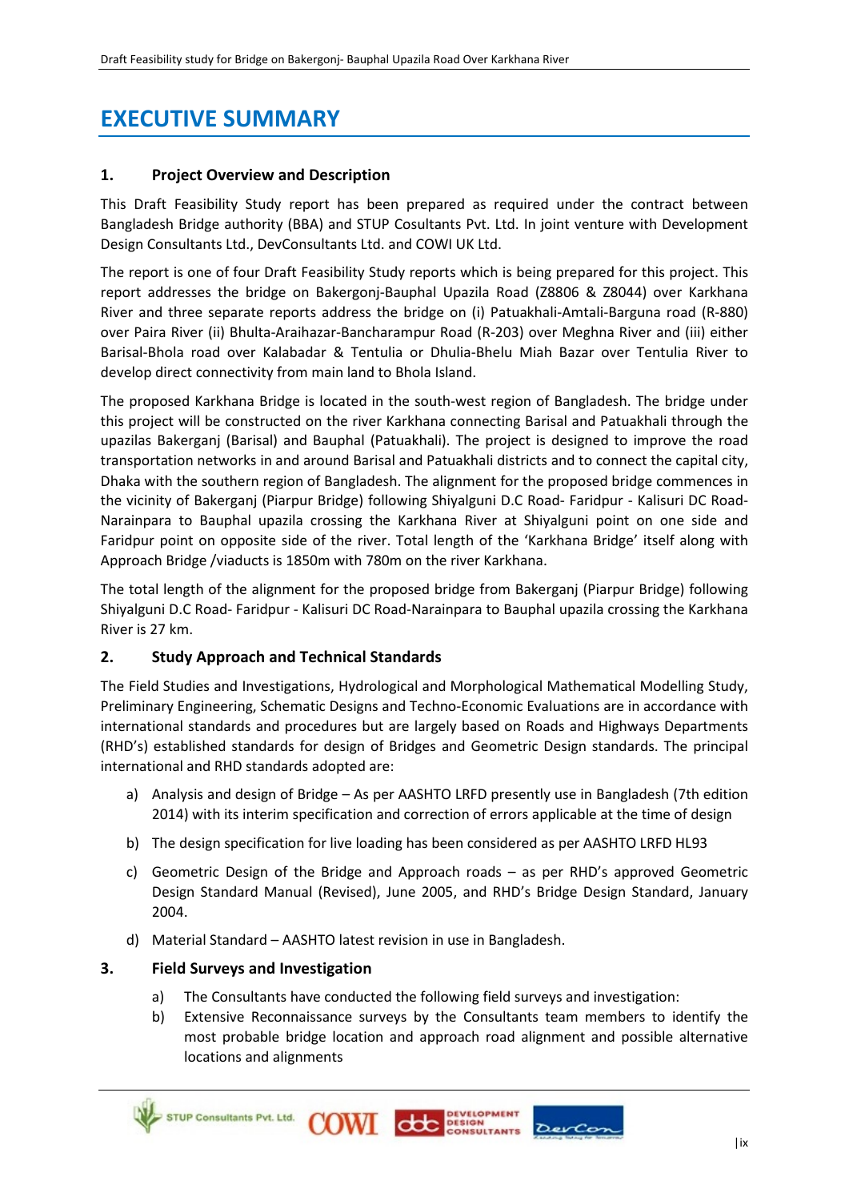# EXECUTIVE SUMMARY

## 1. Project Overview and Description

This Draft Feasibility Study report has been prepared as required under the contract between Bangladesh Bridge authority (BBA) and STUP Cosultants Pvt. Ltd. In joint venture with Development Design Consultants Ltd., DevConsultants Ltd. and COWI UK Ltd.

The report is one of four Draft Feasibility Study reports which is being prepared for this project. This report addresses the bridge on Bakergonj-Bauphal Upazila Road (Z8806 & Z8044) over Karkhana River and three separate reports address the bridge on (i) Patuakhali-Amtali-Barguna road (R-880) over Paira River (ii) Bhulta-Araihazar-Bancharampur Road (R-203) over Meghna River and (iii) either Barisal-Bhola road over Kalabadar & Tentulia or Dhulia-Bhelu Miah Bazar over Tentulia River to develop direct connectivity from main land to Bhola Island.

The proposed Karkhana Bridge is located in the south-west region of Bangladesh. The bridge under this project will be constructed on the river Karkhana connecting Barisal and Patuakhali through the upazilas Bakerganj (Barisal) and Bauphal (Patuakhali). The project is designed to improve the road transportation networks in and around Barisal and Patuakhali districts and to connect the capital city, Dhaka with the southern region of Bangladesh. The alignment for the proposed bridge commences in the vicinity of Bakerganj (Piarpur Bridge) following Shiyalguni D.C Road- Faridpur - Kalisuri DC Road-Narainpara to Bauphal upazila crossing the Karkhana River at Shiyalguni point on one side and Faridpur point on opposite side of the river. Total length of the 'Karkhana Bridge' itself along with Approach Bridge /viaducts is 1850m with 780m on the river Karkhana.

The total length of the alignment for the proposed bridge from Bakerganj (Piarpur Bridge) following Shiyalguni D.C Road- Faridpur - Kalisuri DC Road-Narainpara to Bauphal upazila crossing the Karkhana River is 27 km.

## 2. Study Approach and Technical Standards

The Field Studies and Investigations, Hydrological and Morphological Mathematical Modelling Study, Preliminary Engineering, Schematic Designs and Techno-Economic Evaluations are in accordance with international standards and procedures but are largely based on Roads and Highways Departments (RHD's) established standards for design of Bridges and Geometric Design standards. The principal international and RHD standards adopted are:

a) Analysis and design of Bridge – As per AASHTO LRFD presently use in Bangladesh (7th edition 2014) with its interim specification and correction of errors applicable at the time of design

b) The design specification for live loading has been considered as per AASHTO LRFD HL93

c) Geometric Design of the Bridge and Approach roads – as per RHD's approved Geometric Design Standard Manual (Revised), June 2005, and RHD's Bridge Design Standard, January 2004.

d) Material Standard – AASHTO latest revision in use in Bangladesh.

## 3. Field Surveys and Investigation

a) The Consultants have conducted the following field surveys and investigation:

b) Extensive Reconnaissance surveys by the Consultants team members to identify the most probable bridge location and approach road alignment and possible alternative locations and alignments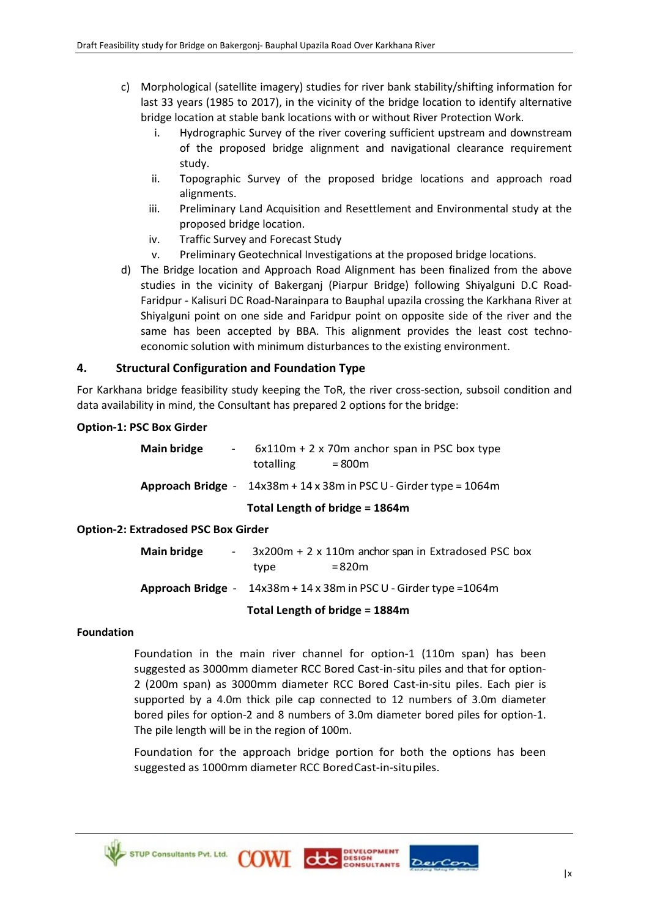c) Morphological (satellite imagery) studies for river bank stability/shifting information for last 33 years (1985 to 2017), in the vicinity of the bridge location to identify alternative bridge location at stable bank locations with or without River Protection Work.
   i. Hydrographic Survey of the river covering sufficient upstream and downstream of the proposed bridge alignment and navigational clearance requirement study.
   ii. Topographic Survey of the proposed bridge locations and approach road alignments.
   iii. Preliminary Land Acquisition and Resettlement and Environmental study at the proposed bridge location.
   iv. Traffic Survey and Forecast Study
   v. Preliminary Geotechnical Investigations at the proposed bridge locations.

d) The Bridge location and Approach Road Alignment has been finalized from the above studies in the vicinity of Bakerganj (Piarpur Bridge) following Shiyalguni D.C Road-Faridpur - Kalisuri DC Road-Narainpara to Bauphal upazila crossing the Karkhana River at Shiyalguni point on one side and Faridpur point on opposite side of the river and the same has been accepted by BBA. This alignment provides the least cost techno-economic solution with minimum disturbances to the existing environment.

## 4. Structural Configuration and Foundation Type

For Karkhana bridge feasibility study keeping the ToR, the river cross-section, subsoil condition and data availability in mind, the Consultant has prepared 2 options for the bridge:

**Option-1: PSC Box Girder**

**Main bridge** - 6x110m + 2 x 70m anchor span in PSC box type totalling = 800m

**Approach Bridge** - 14x38m + 14 x 38m in PSC U - Girder type = 1064m

**Total Length of bridge = 1864m**

**Option-2: Extradosed PSC Box Girder**

**Main bridge** - 3x200m + 2 x 110m anchor span in Extradosed PSC box type = 820m

**Approach Bridge** - 14x38m + 14 x 38m in PSC U - Girder type =1064m

**Total Length of bridge = 1884m**

**Foundation**

Foundation in the main river channel for option-1 (110m span) has been suggested as 3000mm diameter RCC Bored Cast-in-situ piles and that for option-2 (200m span) as 3000mm diameter RCC Bored Cast-in-situ piles. Each pier is supported by a 4.0m thick pile cap connected to 12 numbers of 3.0m diameter bored piles for option-2 and 8 numbers of 3.0m diameter bored piles for option-1. The pile length will be in the region of 100m.

Foundation for the approach bridge portion for both the options has been suggested as 1000mm diameter RCC Bored Cast-in-situ piles.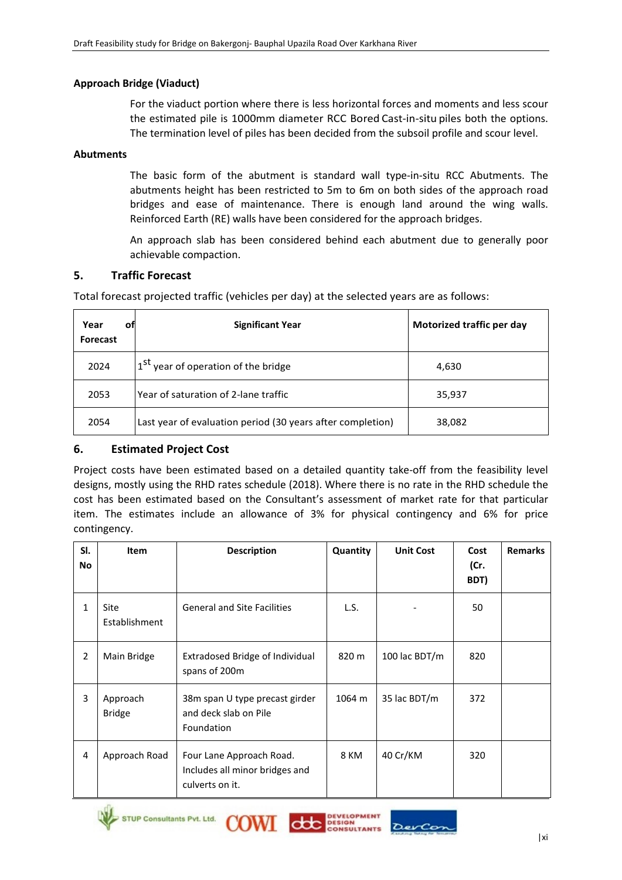**Approach Bridge (Viaduct)**

For the viaduct portion where there is less horizontal forces and moments and less scour the estimated pile is 1000mm diameter RCC Bored Cast-in-situ piles both the options. The termination level of piles has been decided from the subsoil profile and scour level.

**Abutments**

The basic form of the abutment is standard wall type-in-situ RCC Abutments. The abutments height has been restricted to 5m to 6m on both sides of the approach road bridges and ease of maintenance. There is enough land around the wing walls. Reinforced Earth (RE) walls have been considered for the approach bridges.

An approach slab has been considered behind each abutment due to generally poor achievable compaction.

## 5. Traffic Forecast

Total forecast projected traffic (vehicles per day) at the selected years are as follows:

| Year of Forecast | Significant Year | Motorized traffic per day |
|---|---|---|
| 2024 | 1st year of operation of the bridge | 4,630 |
| 2053 | Year of saturation of 2-lane traffic | 35,937 |
| 2054 | Last year of evaluation period (30 years after completion) | 38,082 |

## 6. Estimated Project Cost

Project costs have been estimated based on a detailed quantity take-off from the feasibility level designs, mostly using the RHD rates schedule (2018). Where there is no rate in the RHD schedule the cost has been estimated based on the Consultant's assessment of market rate for that particular item. The estimates include an allowance of 3% for physical contingency and 6% for price contingency.

| Sl. No | Item | Description | Quantity | Unit Cost | Cost (Cr. BDT) | Remarks |
|---|---|---|---|---|---|---|
| 1 | Site Establishment | General and Site Facilities | L.S. | - | 50 | |
| 2 | Main Bridge | Extradosed Bridge of Individual spans of 200m | 820 m | 100 lac BDT/m | 820 | |
| 3 | Approach Bridge | 38m span U type precast girder and deck slab on Pile Foundation | 1064 m | 35 lac BDT/m | 372 | |
| 4 | Approach Road | Four Lane Approach Road. Includes all minor bridges and culverts on it. | 8 KM | 40 Cr/KM | 320 | |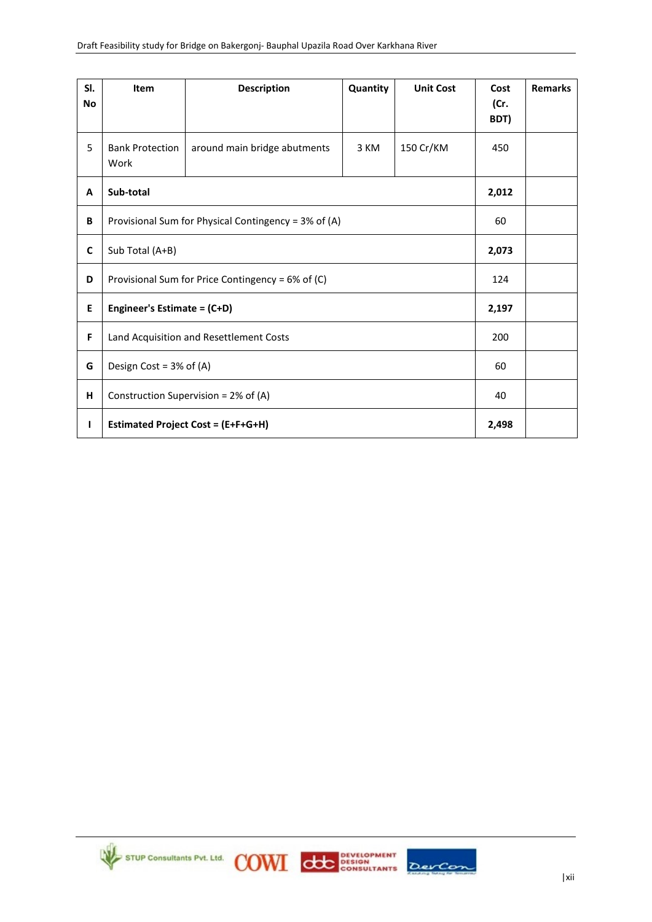| Sl. No | Item | Description | Quantity | Unit Cost | Cost (Cr. BDT) | Remarks |
|---|---|---|---|---|---|---|
| 5 | Bank Protection Work | around main bridge abutments | 3 KM | 150 Cr/KM | 450 | |
| **A** | **Sub-total** | | | | **2,012** | |
| **B** | Provisional Sum for Physical Contingency = 3% of (A) | | | | 60 | |
| **C** | Sub Total (A+B) | | | | **2,073** | |
| **D** | Provisional Sum for Price Contingency = 6% of (C) | | | | 124 | |
| **E** | **Engineer's Estimate = (C+D)** | | | | **2,197** | |
| **F** | Land Acquisition and Resettlement Costs | | | | 200 | |
| **G** | Design Cost = 3% of (A) | | | | 60 | |
| **H** | Construction Supervision = 2% of (A) | | | | 40 | |
| **I** | **Estimated Project Cost = (E+F+G+H)** | | | | **2,498** | |